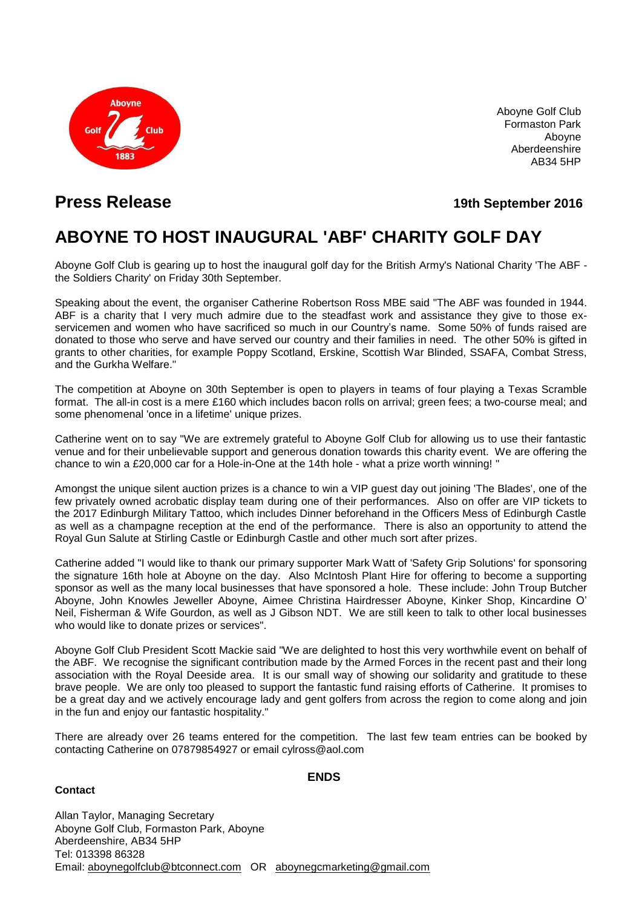Aboyne Golf Club
Formaston Park
Aboyne
Aberdeenshire
AB34 5HP

## Press Release

**19th September 2016**

# ABOYNE TO HOST INAUGURAL 'ABF' CHARITY GOLF DAY

Aboyne Golf Club is gearing up to host the inaugural golf day for the British Army's National Charity 'The ABF - the Soldiers Charity' on Friday 30th September.

Speaking about the event, the organiser Catherine Robertson Ross MBE said "The ABF was founded in 1944. ABF is a charity that I very much admire due to the steadfast work and assistance they give to those ex-servicemen and women who have sacrificed so much in our Country's name. Some 50% of funds raised are donated to those who serve and have served our country and their families in need. The other 50% is gifted in grants to other charities, for example Poppy Scotland, Erskine, Scottish War Blinded, SSAFA, Combat Stress, and the Gurkha Welfare."

The competition at Aboyne on 30th September is open to players in teams of four playing a Texas Scramble format. The all-in cost is a mere £160 which includes bacon rolls on arrival; green fees; a two-course meal; and some phenomenal 'once in a lifetime' unique prizes.

Catherine went on to say "We are extremely grateful to Aboyne Golf Club for allowing us to use their fantastic venue and for their unbelievable support and generous donation towards this charity event. We are offering the chance to win a £20,000 car for a Hole-in-One at the 14th hole - what a prize worth winning! "

Amongst the unique silent auction prizes is a chance to win a VIP guest day out joining 'The Blades', one of the few privately owned acrobatic display team during one of their performances. Also on offer are VIP tickets to the 2017 Edinburgh Military Tattoo, which includes Dinner beforehand in the Officers Mess of Edinburgh Castle as well as a champagne reception at the end of the performance. There is also an opportunity to attend the Royal Gun Salute at Stirling Castle or Edinburgh Castle and other much sort after prizes.

Catherine added "I would like to thank our primary supporter Mark Watt of 'Safety Grip Solutions' for sponsoring the signature 16th hole at Aboyne on the day. Also McIntosh Plant Hire for offering to become a supporting sponsor as well as the many local businesses that have sponsored a hole. These include: John Troup Butcher Aboyne, John Knowles Jeweller Aboyne, Aimee Christina Hairdresser Aboyne, Kinker Shop, Kincardine O' Neil, Fisherman & Wife Gourdon, as well as J Gibson NDT. We are still keen to talk to other local businesses who would like to donate prizes or services".

Aboyne Golf Club President Scott Mackie said "We are delighted to host this very worthwhile event on behalf of the ABF. We recognise the significant contribution made by the Armed Forces in the recent past and their long association with the Royal Deeside area. It is our small way of showing our solidarity and gratitude to these brave people. We are only too pleased to support the fantastic fund raising efforts of Catherine. It promises to be a great day and we actively encourage lady and gent golfers from across the region to come along and join in the fun and enjoy our fantastic hospitality."

There are already over 26 teams entered for the competition. The last few team entries can be booked by contacting Catherine on 07879854927 or email cylross@aol.com

**ENDS**

**Contact**

Allan Taylor, Managing Secretary
Aboyne Golf Club, Formaston Park, Aboyne
Aberdeenshire, AB34 5HP
Tel: 013398 86328
Email: aboynegolfclub@btconnect.com OR aboynegcmarketing@gmail.com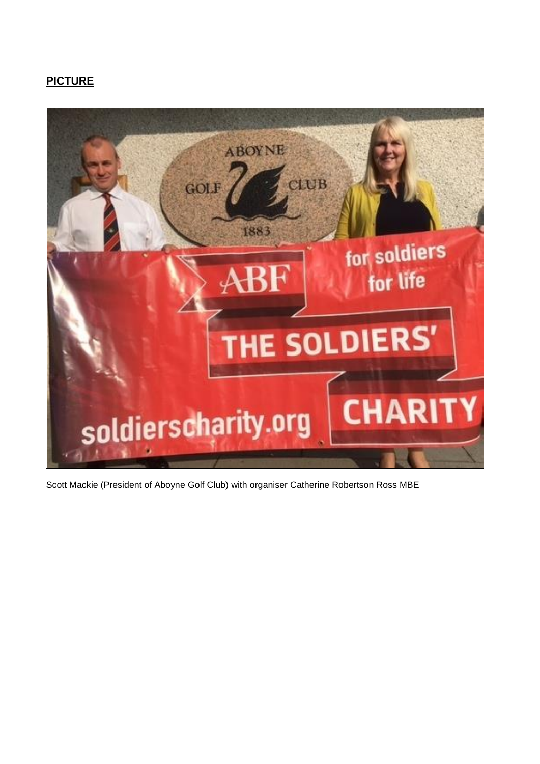**PICTURE**

Scott Mackie (President of Aboyne Golf Club) with organiser Catherine Robertson Ross MBE